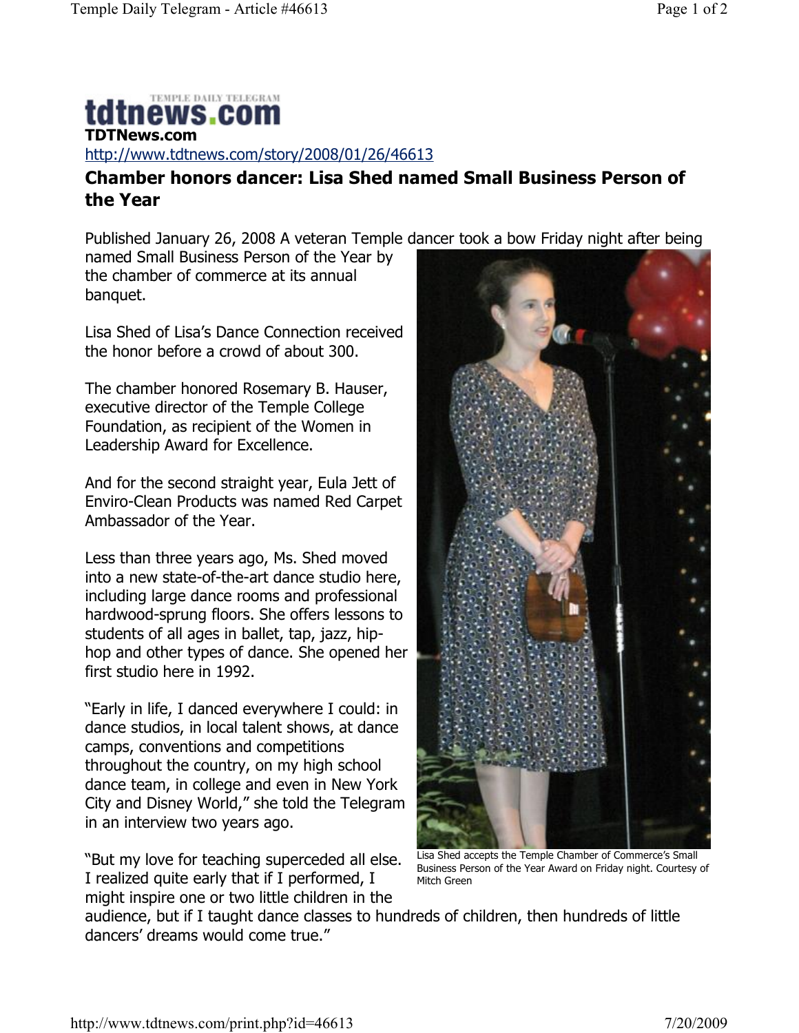**TDTNews.com**

http://www.tdtnews.com/story/2008/01/26/46613

## Chamber honors dancer: Lisa Shed named Small Business Person of the Year

Published January 26, 2008 A veteran Temple dancer took a bow Friday night after being named Small Business Person of the Year by the chamber of commerce at its annual banquet.

Lisa Shed of Lisa's Dance Connection received the honor before a crowd of about 300.

The chamber honored Rosemary B. Hauser, executive director of the Temple College Foundation, as recipient of the Women in Leadership Award for Excellence.

And for the second straight year, Eula Jett of Enviro-Clean Products was named Red Carpet Ambassador of the Year.

Less than three years ago, Ms. Shed moved into a new state-of-the-art dance studio here, including large dance rooms and professional hardwood-sprung floors. She offers lessons to students of all ages in ballet, tap, jazz, hip-hop and other types of dance. She opened her first studio here in 1992.

"Early in life, I danced everywhere I could: in dance studios, in local talent shows, at dance camps, conventions and competitions throughout the country, on my high school dance team, in college and even in New York City and Disney World," she told the Telegram in an interview two years ago.

"But my love for teaching superceded all else. I realized quite early that if I performed, I might inspire one or two little children in the audience, but if I taught dance classes to hundreds of children, then hundreds of little dancers' dreams would come true."

Lisa Shed accepts the Temple Chamber of Commerce's Small Business Person of the Year Award on Friday night. Courtesy of Mitch Green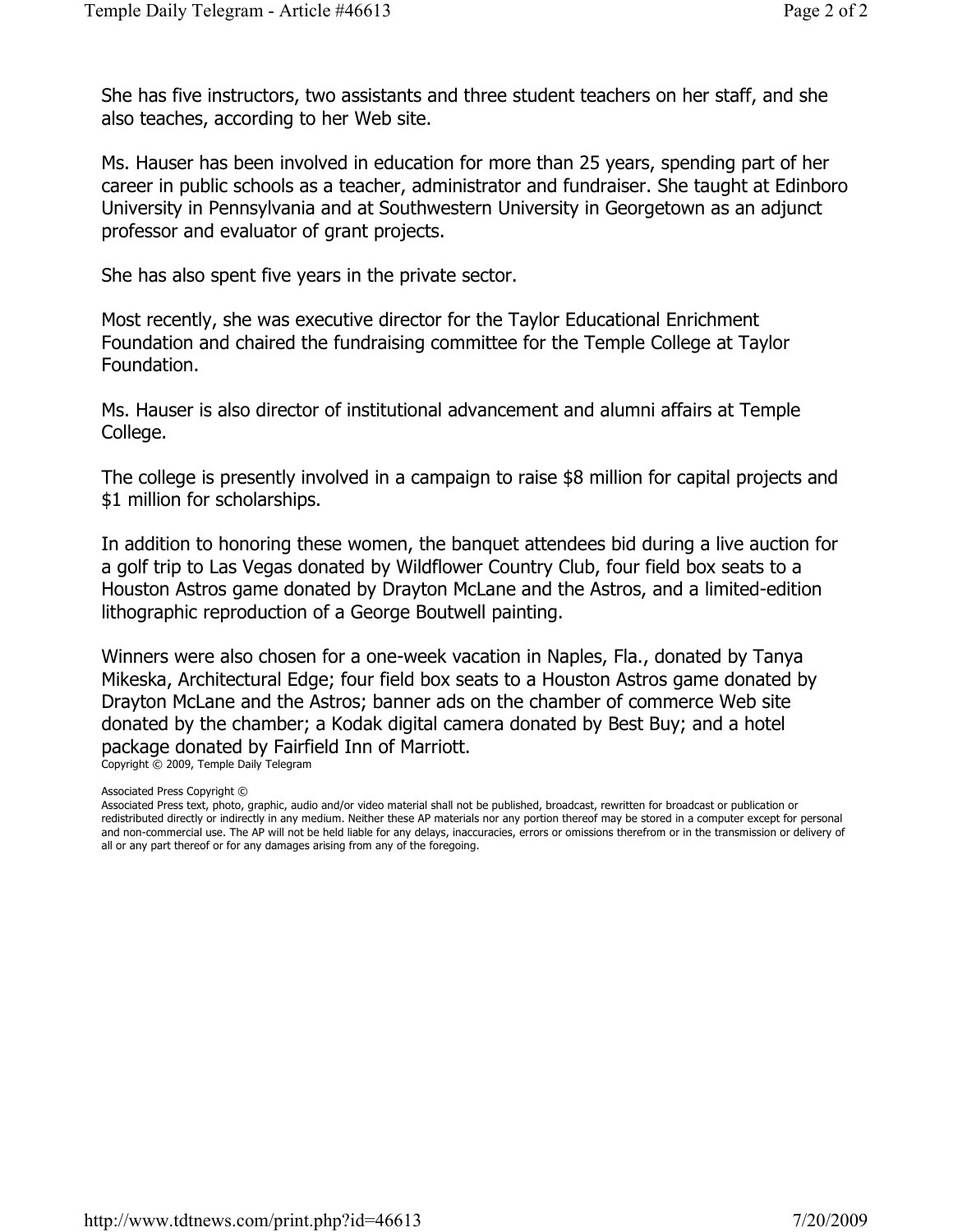She has five instructors, two assistants and three student teachers on her staff, and she also teaches, according to her Web site.

Ms. Hauser has been involved in education for more than 25 years, spending part of her career in public schools as a teacher, administrator and fundraiser. She taught at Edinboro University in Pennsylvania and at Southwestern University in Georgetown as an adjunct professor and evaluator of grant projects.

She has also spent five years in the private sector.

Most recently, she was executive director for the Taylor Educational Enrichment Foundation and chaired the fundraising committee for the Temple College at Taylor Foundation.

Ms. Hauser is also director of institutional advancement and alumni affairs at Temple College.

The college is presently involved in a campaign to raise $8 million for capital projects and $1 million for scholarships.

In addition to honoring these women, the banquet attendees bid during a live auction for a golf trip to Las Vegas donated by Wildflower Country Club, four field box seats to a Houston Astros game donated by Drayton McLane and the Astros, and a limited-edition lithographic reproduction of a George Boutwell painting.

Winners were also chosen for a one-week vacation in Naples, Fla., donated by Tanya Mikeska, Architectural Edge; four field box seats to a Houston Astros game donated by Drayton McLane and the Astros; banner ads on the chamber of commerce Web site donated by the chamber; a Kodak digital camera donated by Best Buy; and a hotel package donated by Fairfield Inn of Marriott.

Copyright © 2009, Temple Daily Telegram

Associated Press Copyright ©

Associated Press text, photo, graphic, audio and/or video material shall not be published, broadcast, rewritten for broadcast or publication or redistributed directly or indirectly in any medium. Neither these AP materials nor any portion thereof may be stored in a computer except for personal and non-commercial use. The AP will not be held liable for any delays, inaccuracies, errors or omissions therefrom or in the transmission or delivery of all or any part thereof or for any damages arising from any of the foregoing.